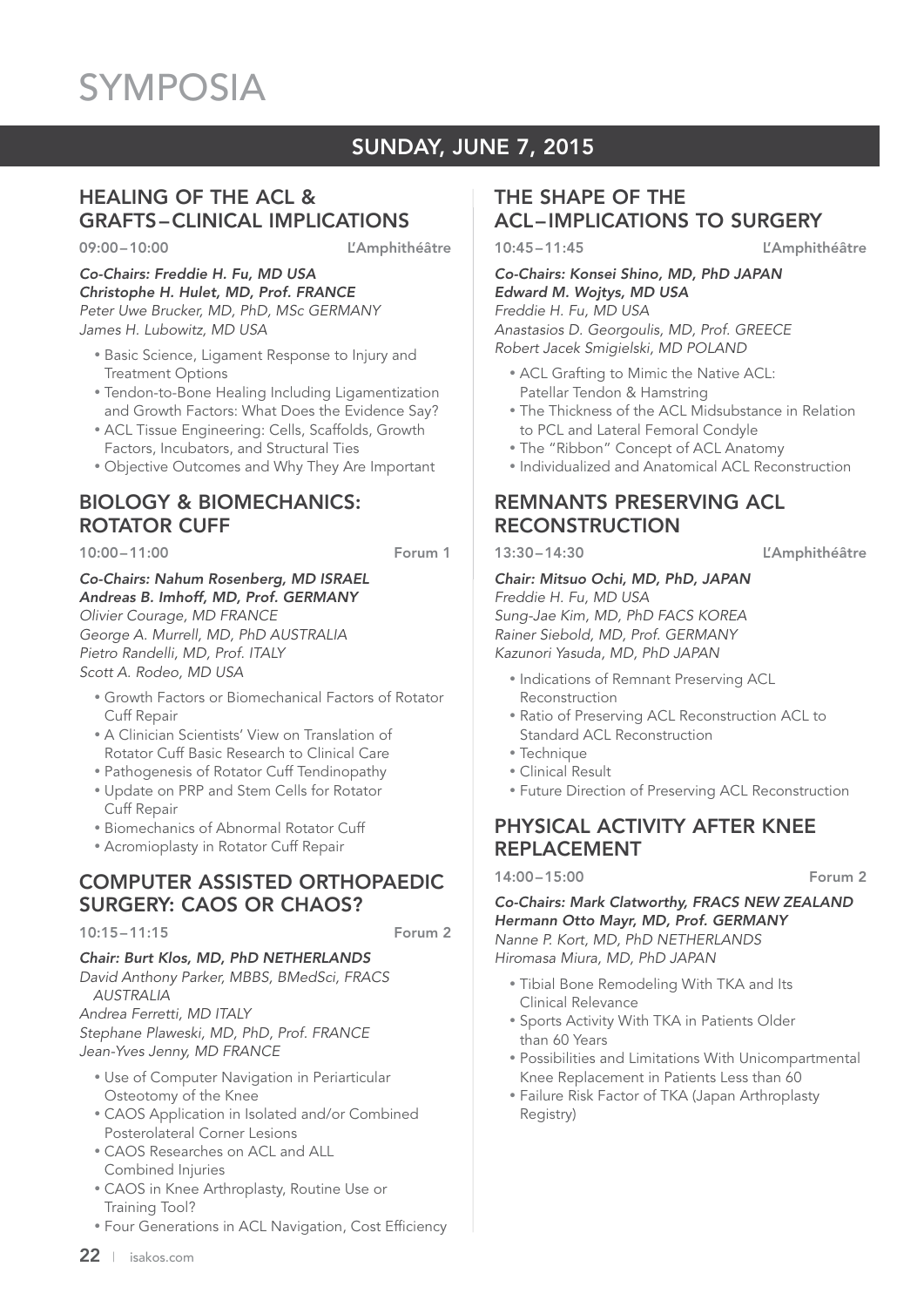# SYMPOSIA

## SUNDAY, JUNE 7, 2015

### HEALING OF THE ACL & GRAFTS – CLINICAL IMPLICATIONS

09:00 – 10:00 L'Amphithéâtre

***Co-Chairs: Freddie H. Fu, MD USA***
***Christophe H. Hulet, MD, Prof. FRANCE***
*Peter Uwe Brucker, MD, PhD, MSc GERMANY*
*James H. Lubowitz, MD USA*

- Basic Science, Ligament Response to Injury and Treatment Options
- Tendon-to-Bone Healing Including Ligamentization and Growth Factors: What Does the Evidence Say?
- ACL Tissue Engineering: Cells, Scaffolds, Growth Factors, Incubators, and Structural Ties
- Objective Outcomes and Why They Are Important

### BIOLOGY & BIOMECHANICS: ROTATOR CUFF

10:00 – 11:00 Forum 1

***Co-Chairs: Nahum Rosenberg, MD ISRAEL***
***Andreas B. Imhoff, MD, Prof. GERMANY***
*Olivier Courage, MD FRANCE*
*George A. Murrell, MD, PhD AUSTRALIA*
*Pietro Randelli, MD, Prof. ITALY*
*Scott A. Rodeo, MD USA*

- Growth Factors or Biomechanical Factors of Rotator Cuff Repair
- A Clinician Scientists' View on Translation of Rotator Cuff Basic Research to Clinical Care
- Pathogenesis of Rotator Cuff Tendinopathy
- Update on PRP and Stem Cells for Rotator Cuff Repair
- Biomechanics of Abnormal Rotator Cuff
- Acromioplasty in Rotator Cuff Repair

### COMPUTER ASSISTED ORTHOPAEDIC SURGERY: CAOS OR CHAOS?

10:15 – 11:15 Forum 2

***Chair: Burt Klos, MD, PhD NETHERLANDS***
*David Anthony Parker, MBBS, BMedSci, FRACS AUSTRALIA*
*Andrea Ferretti, MD ITALY*
*Stephane Plaweski, MD, PhD, Prof. FRANCE*
*Jean-Yves Jenny, MD FRANCE*

- Use of Computer Navigation in Periarticular Osteotomy of the Knee
- CAOS Application in Isolated and/or Combined Posterolateral Corner Lesions
- CAOS Researches on ACL and ALL Combined Injuries
- CAOS in Knee Arthroplasty, Routine Use or Training Tool?
- Four Generations in ACL Navigation, Cost Efficiency

### THE SHAPE OF THE ACL – IMPLICATIONS TO SURGERY

10:45 – 11:45 L'Amphithéâtre

***Co-Chairs: Konsei Shino, MD, PhD JAPAN***
***Edward M. Wojtys, MD USA***
*Freddie H. Fu, MD USA*
*Anastasios D. Georgoulis, MD, Prof. GREECE*
*Robert Jacek Smigielski, MD POLAND*

- ACL Grafting to Mimic the Native ACL: Patellar Tendon & Hamstring
- The Thickness of the ACL Midsubstance in Relation to PCL and Lateral Femoral Condyle
- The "Ribbon" Concept of ACL Anatomy
- Individualized and Anatomical ACL Reconstruction

### REMNANTS PRESERVING ACL RECONSTRUCTION

13:30 – 14:30 L'Amphithéâtre

***Chair: Mitsuo Ochi, MD, PhD, JAPAN***
*Freddie H. Fu, MD USA*
*Sung-Jae Kim, MD, PhD FACS KOREA*
*Rainer Siebold, MD, Prof. GERMANY*
*Kazunori Yasuda, MD, PhD JAPAN*

- Indications of Remnant Preserving ACL Reconstruction
- Ratio of Preserving ACL Reconstruction ACL to Standard ACL Reconstruction
- Technique
- Clinical Result
- Future Direction of Preserving ACL Reconstruction

### PHYSICAL ACTIVITY AFTER KNEE REPLACEMENT

14:00 – 15:00 Forum 2

***Co-Chairs: Mark Clatworthy, FRACS NEW ZEALAND***
***Hermann Otto Mayr, MD, Prof. GERMANY***
*Nanne P. Kort, MD, PhD NETHERLANDS*
*Hiromasa Miura, MD, PhD JAPAN*

- Tibial Bone Remodeling With TKA and Its Clinical Relevance
- Sports Activity With TKA in Patients Older than 60 Years
- Possibilities and Limitations With Unicompartmental Knee Replacement in Patients Less than 60
- Failure Risk Factor of TKA (Japan Arthroplasty Registry)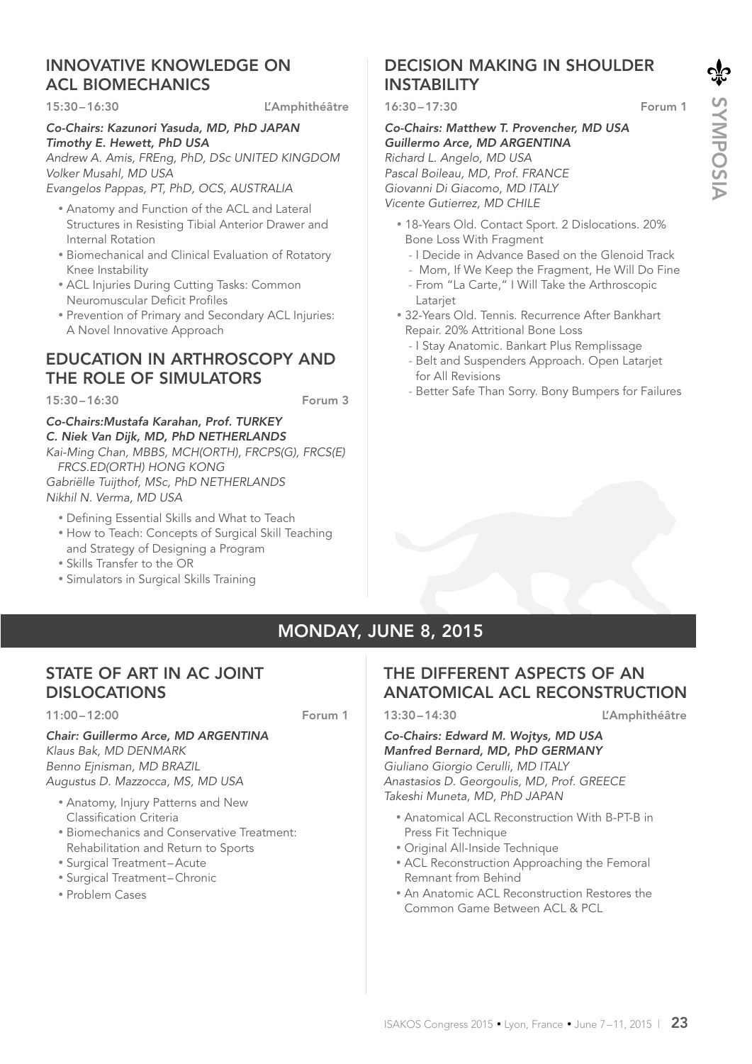## INNOVATIVE KNOWLEDGE ON ACL BIOMECHANICS

15:30–16:30 L'Amphithéâtre

***Co-Chairs: Kazunori Yasuda, MD, PhD JAPAN***
***Timothy E. Hewett, PhD USA***
*Andrew A. Amis, FREng, PhD, DSc UNITED KINGDOM*
*Volker Musahl, MD USA*
*Evangelos Pappas, PT, PhD, OCS, AUSTRALIA*

- Anatomy and Function of the ACL and Lateral Structures in Resisting Tibial Anterior Drawer and Internal Rotation
- Biomechanical and Clinical Evaluation of Rotatory Knee Instability
- ACL Injuries During Cutting Tasks: Common Neuromuscular Deficit Profiles
- Prevention of Primary and Secondary ACL Injuries: A Novel Innovative Approach

## EDUCATION IN ARTHROSCOPY AND THE ROLE OF SIMULATORS

15:30–16:30 Forum 3

***Co-Chairs:Mustafa Karahan, Prof. TURKEY***
***C. Niek Van Dijk, MD, PhD NETHERLANDS***
*Kai-Ming Chan, MBBS, MCH(ORTH), FRCPS(G), FRCS(E) FRCS.ED(ORTH) HONG KONG*
*Gabriëlle Tuijthof, MSc, PhD NETHERLANDS*
*Nikhil N. Verma, MD USA*

- Defining Essential Skills and What to Teach
- How to Teach: Concepts of Surgical Skill Teaching and Strategy of Designing a Program
- Skills Transfer to the OR
- Simulators in Surgical Skills Training

## DECISION MAKING IN SHOULDER INSTABILITY

16:30–17:30 Forum 1

***Co-Chairs: Matthew T. Provencher, MD USA***
***Guillermo Arce, MD ARGENTINA***
*Richard L. Angelo, MD USA*
*Pascal Boileau, MD, Prof. FRANCE*
*Giovanni Di Giacomo, MD ITALY*
*Vicente Gutierrez, MD CHILE*

- 18-Years Old. Contact Sport. 2 Dislocations. 20% Bone Loss With Fragment
  - I Decide in Advance Based on the Glenoid Track
  - Mom, If We Keep the Fragment, He Will Do Fine
  - From "La Carte," I Will Take the Arthroscopic Latarjet
- 32-Years Old. Tennis. Recurrence After Bankhart Repair. 20% Attritional Bone Loss
  - I Stay Anatomic. Bankart Plus Remplissage
  - Belt and Suspenders Approach. Open Latarjet for All Revisions
  - Better Safe Than Sorry. Bony Bumpers for Failures

# MONDAY, JUNE 8, 2015

## STATE OF ART IN AC JOINT DISLOCATIONS

11:00–12:00 Forum 1

***Chair: Guillermo Arce, MD ARGENTINA***
*Klaus Bak, MD DENMARK*
*Benno Ejnisman, MD BRAZIL*
*Augustus D. Mazzocca, MS, MD USA*

- Anatomy, Injury Patterns and New Classification Criteria
- Biomechanics and Conservative Treatment: Rehabilitation and Return to Sports
- Surgical Treatment–Acute
- Surgical Treatment–Chronic
- Problem Cases

## THE DIFFERENT ASPECTS OF AN ANATOMICAL ACL RECONSTRUCTION

13:30–14:30 L'Amphithéâtre

***Co-Chairs: Edward M. Wojtys, MD USA***
***Manfred Bernard, MD, PhD GERMANY***
*Giuliano Giorgio Cerulli, MD ITALY*
*Anastasios D. Georgoulis, MD, Prof. GREECE*
*Takeshi Muneta, MD, PhD JAPAN*

- Anatomical ACL Reconstruction With B-PT-B in Press Fit Technique
- Original All-Inside Technique
- ACL Reconstruction Approaching the Femoral Remnant from Behind
- An Anatomic ACL Reconstruction Restores the Common Game Between ACL & PCL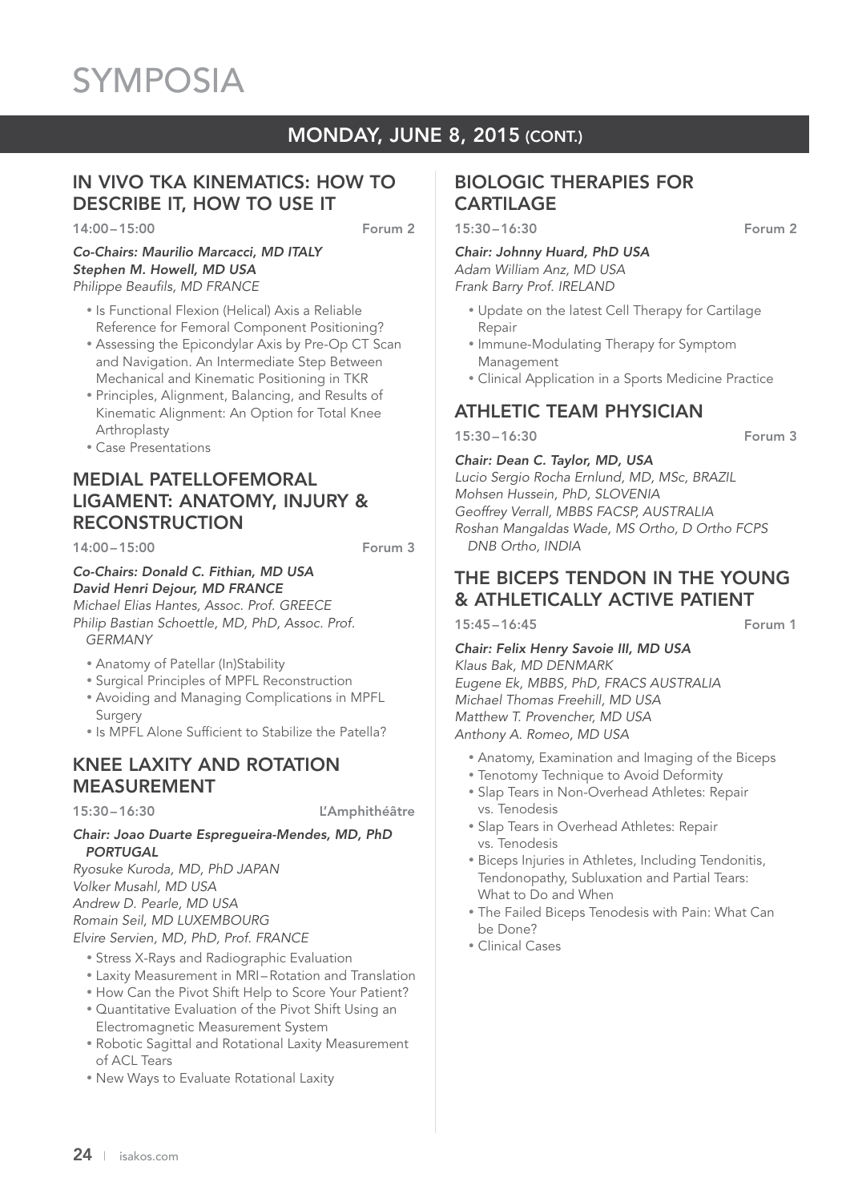# SYMPOSIA

## MONDAY, JUNE 8, 2015 (CONT.)

### IN VIVO TKA KINEMATICS: HOW TO DESCRIBE IT, HOW TO USE IT

**14:00 – 15:00** **Forum 2**

***Co-Chairs: Maurilio Marcacci, MD ITALY***
***Stephen M. Howell, MD USA***
*Philippe Beaufils, MD FRANCE*

- Is Functional Flexion (Helical) Axis a Reliable Reference for Femoral Component Positioning?
- Assessing the Epicondylar Axis by Pre-Op CT Scan and Navigation. An Intermediate Step Between Mechanical and Kinematic Positioning in TKR
- Principles, Alignment, Balancing, and Results of Kinematic Alignment: An Option for Total Knee Arthroplasty
- Case Presentations

### MEDIAL PATELLOFEMORAL LIGAMENT: ANATOMY, INJURY & RECONSTRUCTION

**14:00 – 15:00** **Forum 3**

***Co-Chairs: Donald C. Fithian, MD USA***
***David Henri Dejour, MD FRANCE***
*Michael Elias Hantes, Assoc. Prof. GREECE*
*Philip Bastian Schoettle, MD, PhD, Assoc. Prof. GERMANY*

- Anatomy of Patellar (In)Stability
- Surgical Principles of MPFL Reconstruction
- Avoiding and Managing Complications in MPFL Surgery
- Is MPFL Alone Sufficient to Stabilize the Patella?

### KNEE LAXITY AND ROTATION MEASUREMENT

**15:30 – 16:30** **L'Amphithéâtre**

***Chair: Joao Duarte Espregueira-Mendes, MD, PhD PORTUGAL***
*Ryosuke Kuroda, MD, PhD JAPAN*
*Volker Musahl, MD USA*
*Andrew D. Pearle, MD USA*
*Romain Seil, MD LUXEMBOURG*
*Elvire Servien, MD, PhD, Prof. FRANCE*

- Stress X-Rays and Radiographic Evaluation
- Laxity Measurement in MRI – Rotation and Translation
- How Can the Pivot Shift Help to Score Your Patient?
- Quantitative Evaluation of the Pivot Shift Using an Electromagnetic Measurement System
- Robotic Sagittal and Rotational Laxity Measurement of ACL Tears
- New Ways to Evaluate Rotational Laxity

### BIOLOGIC THERAPIES FOR CARTILAGE

**15:30 – 16:30** **Forum 2**

***Chair: Johnny Huard, PhD USA***
*Adam William Anz, MD USA*
*Frank Barry Prof. IRELAND*

- Update on the latest Cell Therapy for Cartilage Repair
- Immune-Modulating Therapy for Symptom Management
- Clinical Application in a Sports Medicine Practice

### ATHLETIC TEAM PHYSICIAN

**15:30 – 16:30** **Forum 3**

***Chair: Dean C. Taylor, MD, USA***
*Lucio Sergio Rocha Ernlund, MD, MSc, BRAZIL*
*Mohsen Hussein, PhD, SLOVENIA*
*Geoffrey Verrall, MBBS FACSP, AUSTRALIA*
*Roshan Mangaldas Wade, MS Ortho, D Ortho FCPS DNB Ortho, INDIA*

### THE BICEPS TENDON IN THE YOUNG & ATHLETICALLY ACTIVE PATIENT

**15:45 – 16:45** **Forum 1**

***Chair: Felix Henry Savoie III, MD USA***
*Klaus Bak, MD DENMARK*
*Eugene Ek, MBBS, PhD, FRACS AUSTRALIA*
*Michael Thomas Freehill, MD USA*
*Matthew T. Provencher, MD USA*
*Anthony A. Romeo, MD USA*

- Anatomy, Examination and Imaging of the Biceps
- Tenotomy Technique to Avoid Deformity
- Slap Tears in Non-Overhead Athletes: Repair vs. Tenodesis
- Slap Tears in Overhead Athletes: Repair vs. Tenodesis
- Biceps Injuries in Athletes, Including Tendonitis, Tendonopathy, Subluxation and Partial Tears: What to Do and When
- The Failed Biceps Tenodesis with Pain: What Can be Done?
- Clinical Cases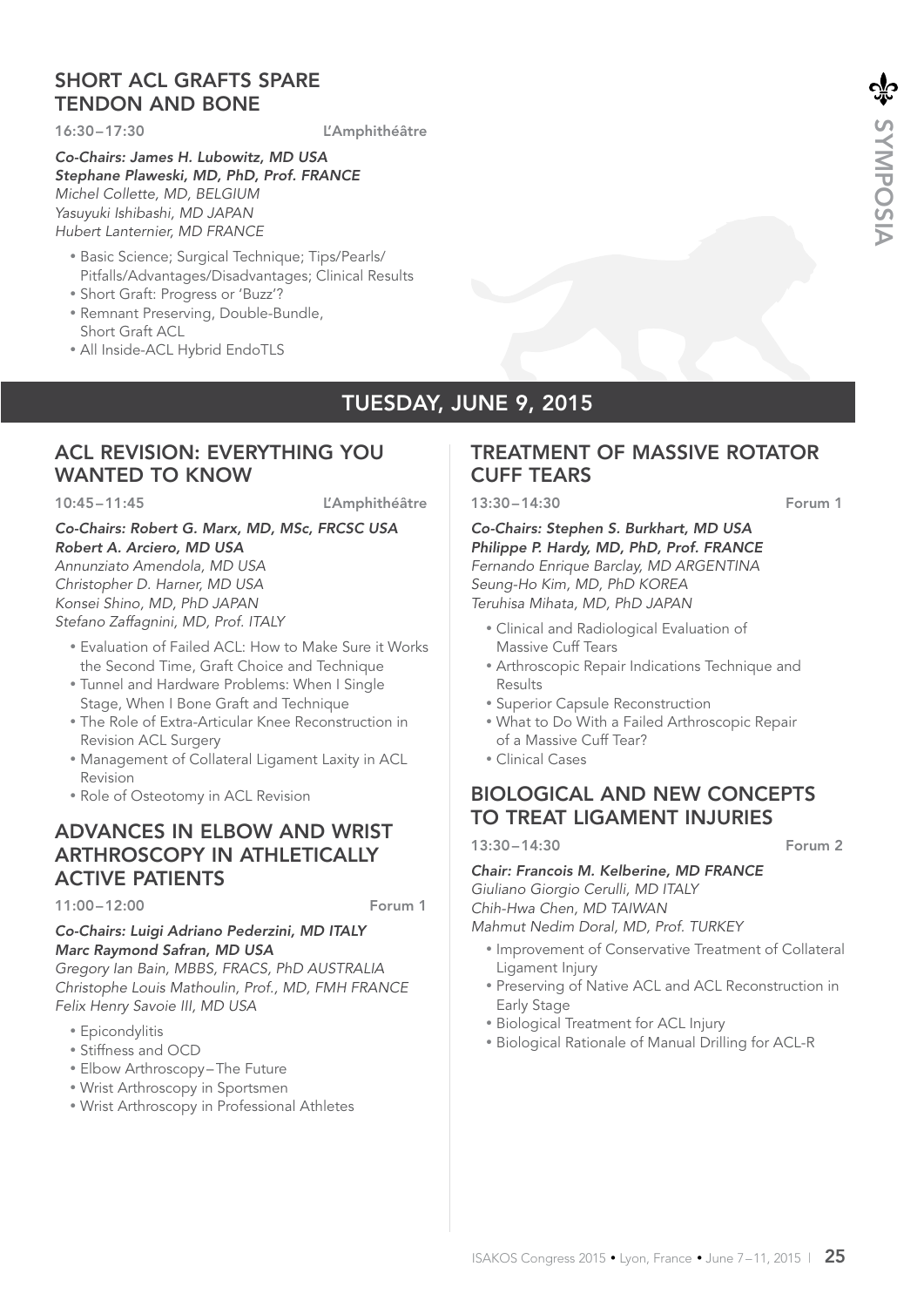## SHORT ACL GRAFTS SPARE TENDON AND BONE

16:30 – 17:30 L'Amphithéâtre

***Co-Chairs: James H. Lubowitz, MD USA***
***Stephane Plaweski, MD, PhD, Prof. FRANCE***
*Michel Collette, MD, BELGIUM*
*Yasuyuki Ishibashi, MD JAPAN*
*Hubert Lanternier, MD FRANCE*

- Basic Science; Surgical Technique; Tips/Pearls/Pitfalls/Advantages/Disadvantages; Clinical Results
- Short Graft: Progress or 'Buzz'?
- Remnant Preserving, Double-Bundle, Short Graft ACL
- All Inside-ACL Hybrid EndoTLS

# TUESDAY, JUNE 9, 2015

## ACL REVISION: EVERYTHING YOU WANTED TO KNOW

10:45 – 11:45 L'Amphithéâtre

***Co-Chairs: Robert G. Marx, MD, MSc, FRCSC USA***
***Robert A. Arciero, MD USA***
*Annunziato Amendola, MD USA*
*Christopher D. Harner, MD USA*
*Konsei Shino, MD, PhD JAPAN*
*Stefano Zaffagnini, MD, Prof. ITALY*

- Evaluation of Failed ACL: How to Make Sure it Works the Second Time, Graft Choice and Technique
- Tunnel and Hardware Problems: When I Single Stage, When I Bone Graft and Technique
- The Role of Extra-Articular Knee Reconstruction in Revision ACL Surgery
- Management of Collateral Ligament Laxity in ACL Revision
- Role of Osteotomy in ACL Revision

## ADVANCES IN ELBOW AND WRIST ARTHROSCOPY IN ATHLETICALLY ACTIVE PATIENTS

11:00 – 12:00 Forum 1

***Co-Chairs: Luigi Adriano Pederzini, MD ITALY***
***Marc Raymond Safran, MD USA***
*Gregory Ian Bain, MBBS, FRACS, PhD AUSTRALIA*
*Christophe Louis Mathoulin, Prof., MD, FMH FRANCE*
*Felix Henry Savoie III, MD USA*

- Epicondylitis
- Stiffness and OCD
- Elbow Arthroscopy – The Future
- Wrist Arthroscopy in Sportsmen
- Wrist Arthroscopy in Professional Athletes

## TREATMENT OF MASSIVE ROTATOR CUFF TEARS

13:30 – 14:30 Forum 1

***Co-Chairs: Stephen S. Burkhart, MD USA***
***Philippe P. Hardy, MD, PhD, Prof. FRANCE***
*Fernando Enrique Barclay, MD ARGENTINA*
*Seung-Ho Kim, MD, PhD KOREA*
*Teruhisa Mihata, MD, PhD JAPAN*

- Clinical and Radiological Evaluation of Massive Cuff Tears
- Arthroscopic Repair Indications Technique and Results
- Superior Capsule Reconstruction
- What to Do With a Failed Arthroscopic Repair of a Massive Cuff Tear?
- Clinical Cases

## BIOLOGICAL AND NEW CONCEPTS TO TREAT LIGAMENT INJURIES

13:30 – 14:30 Forum 2

***Chair: Francois M. Kelberine, MD FRANCE***
*Giuliano Giorgio Cerulli, MD ITALY*
*Chih-Hwa Chen, MD TAIWAN*
*Mahmut Nedim Doral, MD, Prof. TURKEY*

- Improvement of Conservative Treatment of Collateral Ligament Injury
- Preserving of Native ACL and ACL Reconstruction in Early Stage
- Biological Treatment for ACL Injury
- Biological Rationale of Manual Drilling for ACL-R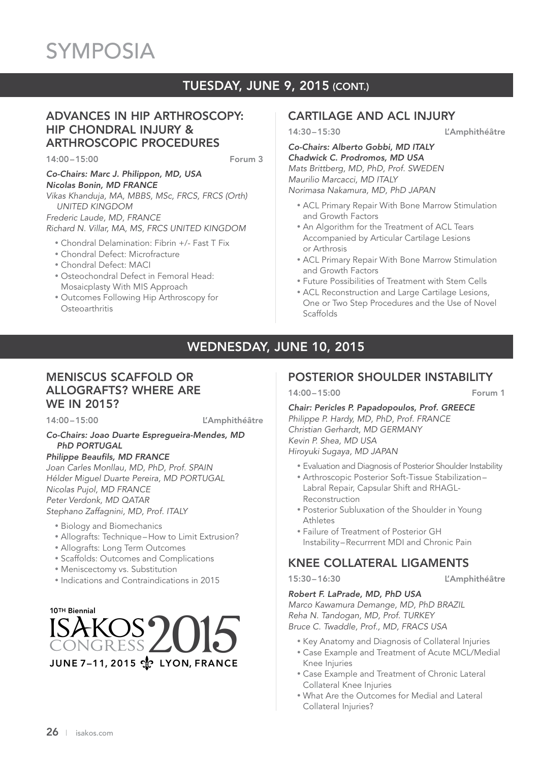# SYMPOSIA

## TUESDAY, JUNE 9, 2015 (CONT.)

### ADVANCES IN HIP ARTHROSCOPY: HIP CHONDRAL INJURY & ARTHROSCOPIC PROCEDURES

14:00 – 15:00 Forum 3

***Co-Chairs: Marc J. Philippon, MD, USA***
***Nicolas Bonin, MD FRANCE***
*Vikas Khanduja, MA, MBBS, MSc, FRCS, FRCS (Orth) UNITED KINGDOM*
*Frederic Laude, MD, FRANCE*
*Richard N. Villar, MA, MS, FRCS UNITED KINGDOM*

- Chondral Delamination: Fibrin +/- Fast T Fix
- Chondral Defect: Microfracture
- Chondral Defect: MACI
- Osteochondral Defect in Femoral Head: Mosaicplasty With MIS Approach
- Outcomes Following Hip Arthroscopy for Osteoarthritis

### CARTILAGE AND ACL INJURY

14:30 – 15:30 L'Amphithéâtre

***Co-Chairs: Alberto Gobbi, MD ITALY***
***Chadwick C. Prodromos, MD USA***
*Mats Brittberg, MD, PhD, Prof. SWEDEN*
*Maurilio Marcacci, MD ITALY*
*Norimasa Nakamura, MD, PhD JAPAN*

- ACL Primary Repair With Bone Marrow Stimulation and Growth Factors
- An Algorithm for the Treatment of ACL Tears Accompanied by Articular Cartilage Lesions or Arthrosis
- ACL Primary Repair With Bone Marrow Stimulation and Growth Factors
- Future Possibilities of Treatment with Stem Cells
- ACL Reconstruction and Large Cartilage Lesions, One or Two Step Procedures and the Use of Novel Scaffolds

## WEDNESDAY, JUNE 10, 2015

### MENISCUS SCAFFOLD OR ALLOGRAFTS? WHERE ARE WE IN 2015?

14:00 – 15:00 L'Amphithéâtre

***Co-Chairs: Joao Duarte Espregueira-Mendes, MD PhD PORTUGAL***
***Philippe Beaufils, MD FRANCE***
*Joan Carles Monllau, MD, PhD, Prof. SPAIN*
*Hélder Miguel Duarte Pereira, MD PORTUGAL*
*Nicolas Pujol, MD FRANCE*
*Peter Verdonk, MD QATAR*
*Stephano Zaffagnini, MD, Prof. ITALY*

- Biology and Biomechanics
- Allografts: Technique – How to Limit Extrusion?
- Allografts: Long Term Outcomes
- Scaffolds: Outcomes and Complications
- Meniscectomy vs. Substitution
- Indications and Contraindications in 2015

10TH Biennial ISAKOS CONGRESS 2015
JUNE 7–11, 2015 LYON, FRANCE

### POSTERIOR SHOULDER INSTABILITY

14:00 – 15:00 Forum 1

***Chair: Pericles P. Papadopoulos, Prof. GREECE***
*Philippe P. Hardy, MD, PhD, Prof. FRANCE*
*Christian Gerhardt, MD GERMANY*
*Kevin P. Shea, MD USA*
*Hiroyuki Sugaya, MD JAPAN*

- Evaluation and Diagnosis of Posterior Shoulder Instability
- Arthroscopic Posterior Soft-Tissue Stabilization – Labral Repair, Capsular Shift and RHAGL-Reconstruction
- Posterior Subluxation of the Shoulder in Young Athletes
- Failure of Treatment of Posterior GH Instability – Recurrrent MDI and Chronic Pain

### KNEE COLLATERAL LIGAMENTS

15:30 – 16:30 L'Amphithéâtre

***Robert F. LaPrade, MD, PhD USA***
*Marco Kawamura Demange, MD, PhD BRAZIL*
*Reha N. Tandogan, MD, Prof. TURKEY*
*Bruce C. Twaddle, Prof., MD, FRACS USA*

- Key Anatomy and Diagnosis of Collateral Injuries
- Case Example and Treatment of Acute MCL/Medial Knee Injuries
- Case Example and Treatment of Chronic Lateral Collateral Knee Injuries
- What Are the Outcomes for Medial and Lateral Collateral Injuries?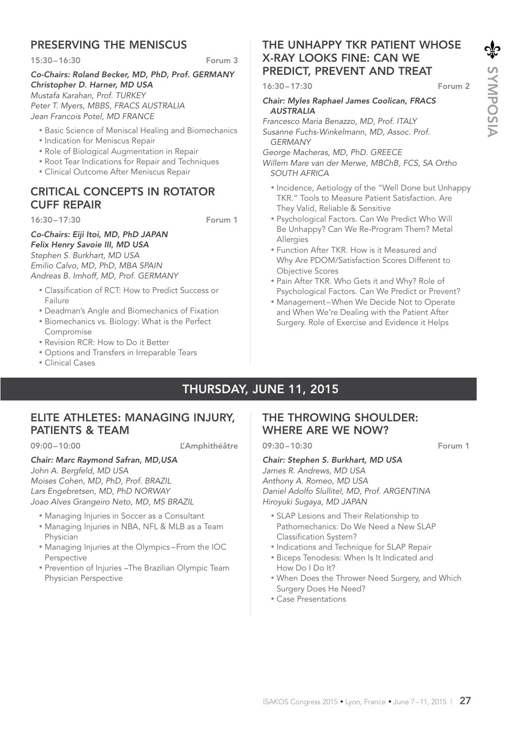## PRESERVING THE MENISCUS

15:30–16:30 Forum 3

***Co-Chairs: Roland Becker, MD, PhD, Prof. GERMANY***
***Christopher D. Harner, MD USA***
*Mustafa Karahan, Prof. TURKEY*
*Peter T. Myers, MBBS, FRACS AUSTRALIA*
*Jean Francois Potel, MD FRANCE*

- Basic Science of Meniscal Healing and Biomechanics
- Indication for Meniscus Repair
- Role of Biological Augmentation in Repair
- Root Tear Indications for Repair and Techniques
- Clinical Outcome After Meniscus Repair

## CRITICAL CONCEPTS IN ROTATOR CUFF REPAIR

16:30–17:30 Forum 1

***Co-Chairs: Eiji Itoi, MD, PhD JAPAN***
***Felix Henry Savoie III, MD USA***
*Stephen S. Burkhart, MD USA*
*Emilio Calvo, MD, PhD, MBA SPAIN*
*Andreas B. Imhoff, MD, Prof. GERMANY*

- Classification of RCT: How to Predict Success or Failure
- Deadman's Angle and Biomechanics of Fixation
- Biomechanics vs. Biology: What is the Perfect Compromise
- Revision RCR: How to Do it Better
- Options and Transfers in Irreparable Tears
- Clinical Cases

## THE UNHAPPY TKR PATIENT WHOSE X-RAY LOOKS FINE: CAN WE PREDICT, PREVENT AND TREAT

16:30–17:30 Forum 2

***Chair: Myles Raphael James Coolican, FRACS AUSTRALIA***
*Francesco Maria Benazzo, MD, Prof. ITALY*
*Susanne Fuchs-Winkelmann, MD, Assoc. Prof. GERMANY*
*George Macheras, MD, PhD. GREECE*
*Willem Mare van der Merwe, MBChB, FCS, SA Ortho SOUTH AFRICA*

- Incidence, Aetiology of the "Well Done but Unhappy TKR." Tools to Measure Patient Satisfaction. Are They Valid, Reliable & Sensitive
- Psychological Factors. Can We Predict Who Will Be Unhappy? Can We Re-Program Them? Metal Allergies
- Function After TKR. How is it Measured and Why Are PDOM/Satisfaction Scores Different to Objective Scores
- Pain After TKR. Who Gets it and Why? Role of Psychological Factors. Can We Predict or Prevent?
- Management–When We Decide Not to Operate and When We're Dealing with the Patient After Surgery. Role of Exercise and Evidence it Helps

# THURSDAY, JUNE 11, 2015

## ELITE ATHLETES: MANAGING INJURY, PATIENTS & TEAM

09:00–10:00 L'Amphithéâtre

***Chair: Marc Raymond Safran, MD,USA***
*John A. Bergfeld, MD USA*
*Moises Cohen, MD, PhD, Prof. BRAZIL*
*Lars Engebretsen, MD, PhD NORWAY*
*Joao Alves Grangeiro Neto, MD, MS BRAZIL*

- Managing Injuries in Soccer as a Consultant
- Managing Injuries in NBA, NFL & MLB as a Team Physician
- Managing Injuries at the Olympics–From the IOC Perspective
- Prevention of Injuries –The Brazilian Olympic Team Physician Perspective

## THE THROWING SHOULDER: WHERE ARE WE NOW?

09:30–10:30 Forum 1

***Chair: Stephen S. Burkhart, MD USA***
*James R. Andrews, MD USA*
*Anthony A. Romeo, MD USA*
*Daniel Adolfo Slullitel, MD, Prof. ARGENTINA*
*Hiroyuki Sugaya, MD JAPAN*

- SLAP Lesions and Their Relationship to Pathomechanics: Do We Need a New SLAP Classification System?
- Indications and Technique for SLAP Repair
- Biceps Tenodesis: When Is It Indicated and How Do I Do It?
- When Does the Thrower Need Surgery, and Which Surgery Does He Need?
- Case Presentations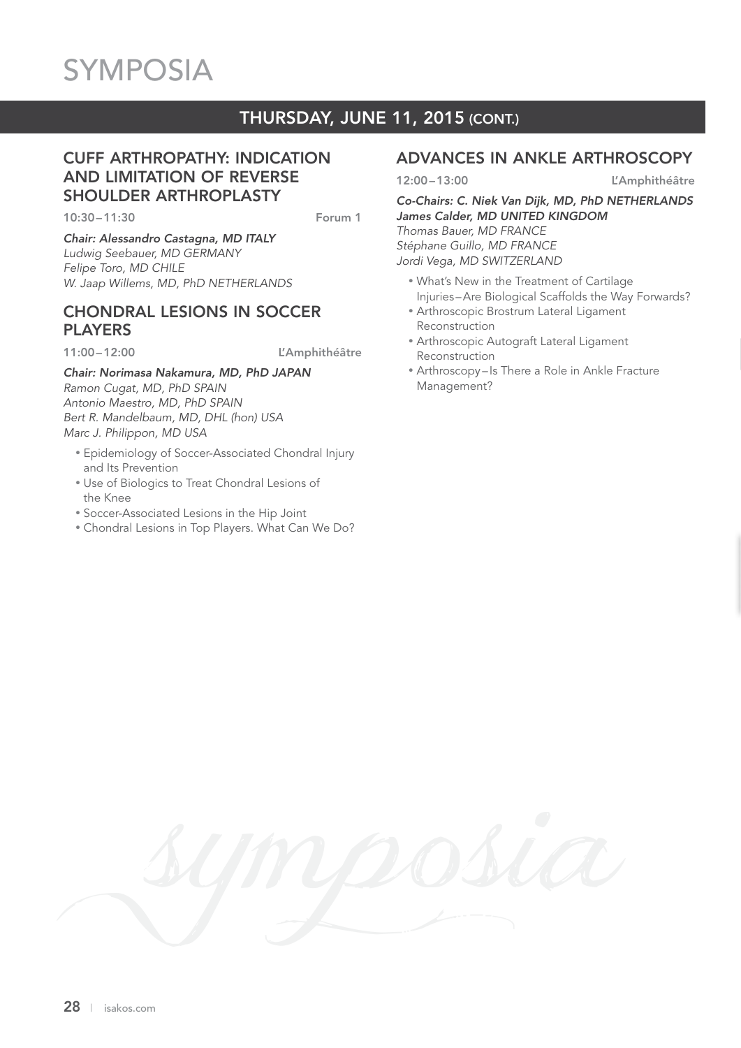# SYMPOSIA

## THURSDAY, JUNE 11, 2015 (CONT.)

### CUFF ARTHROPATHY: INDICATION AND LIMITATION OF REVERSE SHOULDER ARTHROPLASTY

10:30–11:30 Forum 1

***Chair: Alessandro Castagna, MD ITALY***
*Ludwig Seebauer, MD GERMANY*
*Felipe Toro, MD CHILE*
*W. Jaap Willems, MD, PhD NETHERLANDS*

### CHONDRAL LESIONS IN SOCCER PLAYERS

11:00–12:00 L'Amphithéâtre

***Chair: Norimasa Nakamura, MD, PhD JAPAN***
*Ramon Cugat, MD, PhD SPAIN*
*Antonio Maestro, MD, PhD SPAIN*
*Bert R. Mandelbaum, MD, DHL (hon) USA*
*Marc J. Philippon, MD USA*

- Epidemiology of Soccer-Associated Chondral Injury and Its Prevention
- Use of Biologics to Treat Chondral Lesions of the Knee
- Soccer-Associated Lesions in the Hip Joint
- Chondral Lesions in Top Players. What Can We Do?

### ADVANCES IN ANKLE ARTHROSCOPY

12:00–13:00 L'Amphithéâtre

***Co-Chairs: C. Niek Van Dijk, MD, PhD NETHERLANDS***
***James Calder, MD UNITED KINGDOM***
*Thomas Bauer, MD FRANCE*
*Stéphane Guillo, MD FRANCE*
*Jordi Vega, MD SWITZERLAND*

- What's New in the Treatment of Cartilage Injuries–Are Biological Scaffolds the Way Forwards?
- Arthroscopic Brostrum Lateral Ligament Reconstruction
- Arthroscopic Autograft Lateral Ligament Reconstruction
- Arthroscopy–Is There a Role in Ankle Fracture Management?